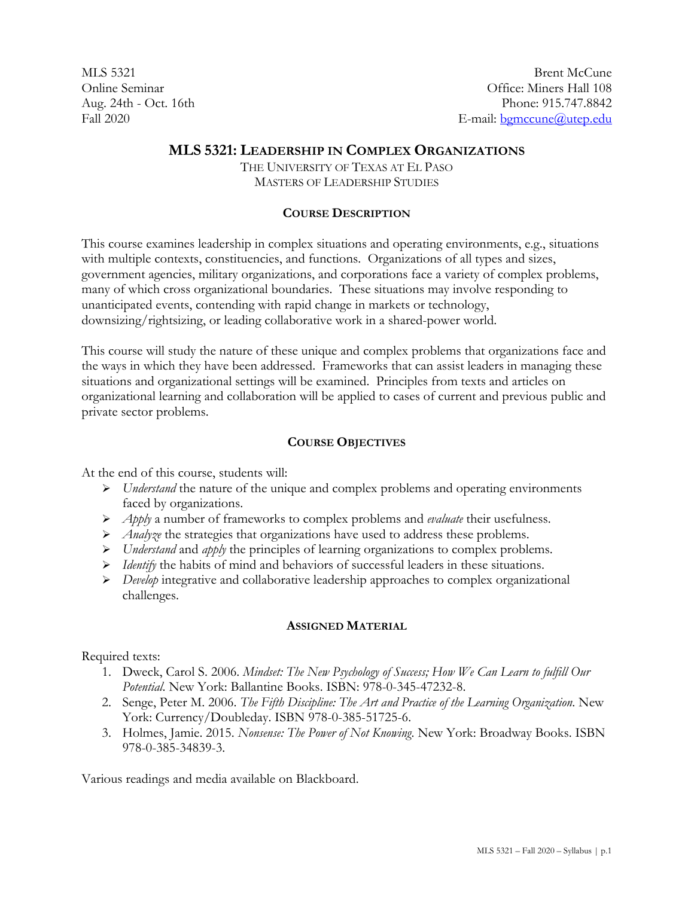MLS 5321
Online Seminar
Aug. 24th - Oct. 16th
Fall 2020

Brent McCune
Office: Miners Hall 108
Phone: 915.747.8842
E-mail: bgmccune@utep.edu

# MLS 5321: Leadership in Complex Organizations

The University of Texas at El Paso
Masters of Leadership Studies

## Course Description

This course examines leadership in complex situations and operating environments, e.g., situations with multiple contexts, constituencies, and functions. Organizations of all types and sizes, government agencies, military organizations, and corporations face a variety of complex problems, many of which cross organizational boundaries. These situations may involve responding to unanticipated events, contending with rapid change in markets or technology, downsizing/rightsizing, or leading collaborative work in a shared-power world.

This course will study the nature of these unique and complex problems that organizations face and the ways in which they have been addressed. Frameworks that can assist leaders in managing these situations and organizational settings will be examined. Principles from texts and articles on organizational learning and collaboration will be applied to cases of current and previous public and private sector problems.

## Course Objectives

At the end of this course, students will:

- *Understand* the nature of the unique and complex problems and operating environments faced by organizations.
- *Apply* a number of frameworks to complex problems and *evaluate* their usefulness.
- *Analyze* the strategies that organizations have used to address these problems.
- *Understand* and *apply* the principles of learning organizations to complex problems.
- *Identify* the habits of mind and behaviors of successful leaders in these situations.
- *Develop* integrative and collaborative leadership approaches to complex organizational challenges.

## Assigned Material

Required texts:

1. Dweck, Carol S. 2006. *Mindset: The New Psychology of Success; How We Can Learn to fulfill Our Potential*. New York: Ballantine Books. ISBN: 978-0-345-47232-8.
2. Senge, Peter M. 2006. *The Fifth Discipline: The Art and Practice of the Learning Organization*. New York: Currency/Doubleday. ISBN 978-0-385-51725-6.
3. Holmes, Jamie. 2015. *Nonsense: The Power of Not Knowing*. New York: Broadway Books. ISBN 978-0-385-34839-3.

Various readings and media available on Blackboard.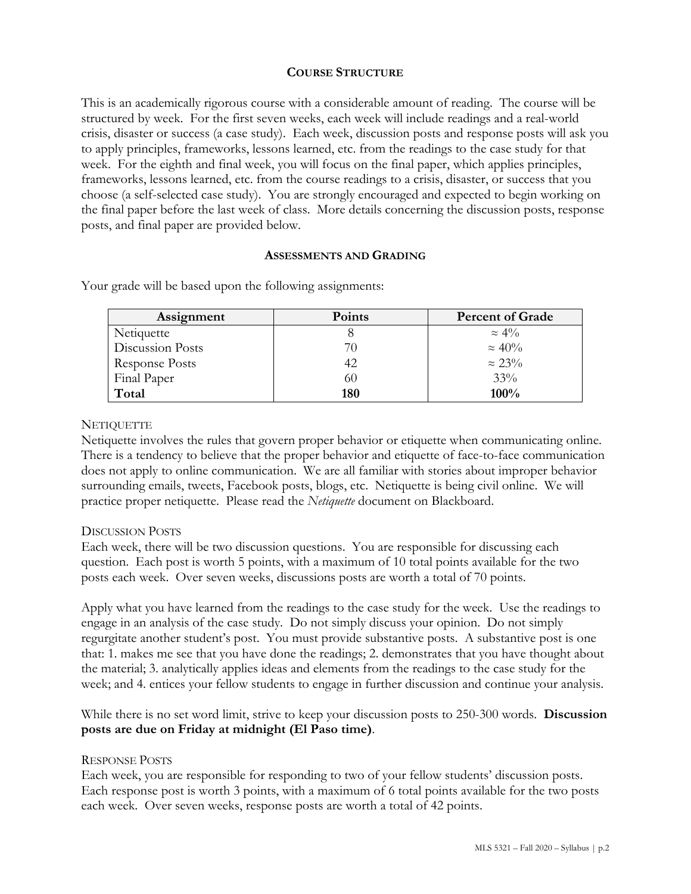## COURSE STRUCTURE

This is an academically rigorous course with a considerable amount of reading. The course will be structured by week. For the first seven weeks, each week will include readings and a real-world crisis, disaster or success (a case study). Each week, discussion posts and response posts will ask you to apply principles, frameworks, lessons learned, etc. from the readings to the case study for that week. For the eighth and final week, you will focus on the final paper, which applies principles, frameworks, lessons learned, etc. from the course readings to a crisis, disaster, or success that you choose (a self-selected case study). You are strongly encouraged and expected to begin working on the final paper before the last week of class. More details concerning the discussion posts, response posts, and final paper are provided below.

## ASSESSMENTS AND GRADING

Your grade will be based upon the following assignments:

| Assignment | Points | Percent of Grade |
|---|---|---|
| Netiquette | 8 | ≈ 4% |
| Discussion Posts | 70 | ≈ 40% |
| Response Posts | 42 | ≈ 23% |
| Final Paper | 60 | 33% |
| **Total** | **180** | **100%** |

### NETIQUETTE

Netiquette involves the rules that govern proper behavior or etiquette when communicating online. There is a tendency to believe that the proper behavior and etiquette of face-to-face communication does not apply to online communication. We are all familiar with stories about improper behavior surrounding emails, tweets, Facebook posts, blogs, etc. Netiquette is being civil online. We will practice proper netiquette. Please read the *Netiquette* document on Blackboard.

### DISCUSSION POSTS

Each week, there will be two discussion questions. You are responsible for discussing each question. Each post is worth 5 points, with a maximum of 10 total points available for the two posts each week. Over seven weeks, discussions posts are worth a total of 70 points.

Apply what you have learned from the readings to the case study for the week. Use the readings to engage in an analysis of the case study. Do not simply discuss your opinion. Do not simply regurgitate another student's post. You must provide substantive posts. A substantive post is one that: 1. makes me see that you have done the readings; 2. demonstrates that you have thought about the material; 3. analytically applies ideas and elements from the readings to the case study for the week; and 4. entices your fellow students to engage in further discussion and continue your analysis.

While there is no set word limit, strive to keep your discussion posts to 250-300 words. **Discussion posts are due on Friday at midnight (El Paso time)**.

### RESPONSE POSTS

Each week, you are responsible for responding to two of your fellow students' discussion posts. Each response post is worth 3 points, with a maximum of 6 total points available for the two posts each week. Over seven weeks, response posts are worth a total of 42 points.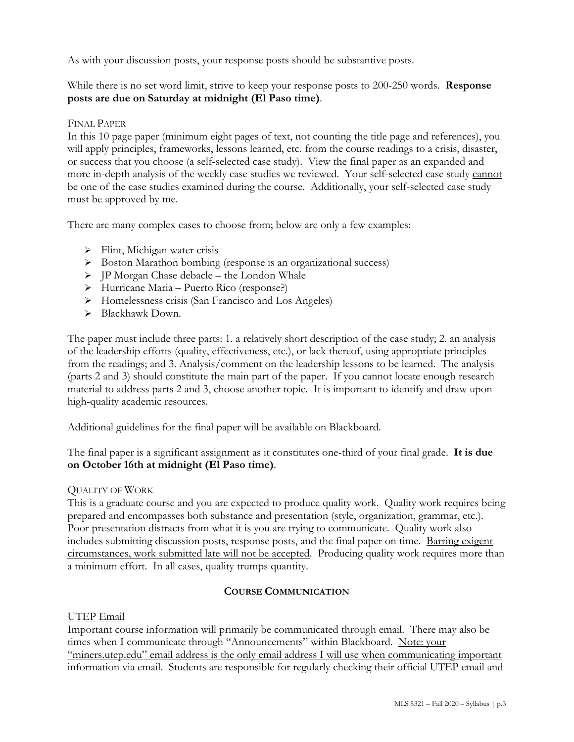As with your discussion posts, your response posts should be substantive posts.

While there is no set word limit, strive to keep your response posts to 200-250 words. **Response posts are due on Saturday at midnight (El Paso time)**.

### Final Paper

In this 10 page paper (minimum eight pages of text, not counting the title page and references), you will apply principles, frameworks, lessons learned, etc. from the course readings to a crisis, disaster, or success that you choose (a self-selected case study). View the final paper as an expanded and more in-depth analysis of the weekly case studies we reviewed. Your self-selected case study <u>cannot</u> be one of the case studies examined during the course. Additionally, your self-selected case study must be approved by me.

There are many complex cases to choose from; below are only a few examples:

- Flint, Michigan water crisis
- Boston Marathon bombing (response is an organizational success)
- JP Morgan Chase debacle – the London Whale
- Hurricane Maria – Puerto Rico (response?)
- Homelessness crisis (San Francisco and Los Angeles)
- Blackhawk Down.

The paper must include three parts: 1. a relatively short description of the case study; 2. an analysis of the leadership efforts (quality, effectiveness, etc.), or lack thereof, using appropriate principles from the readings; and 3. Analysis/comment on the leadership lessons to be learned. The analysis (parts 2 and 3) should constitute the main part of the paper. If you cannot locate enough research material to address parts 2 and 3, choose another topic. It is important to identify and draw upon high-quality academic resources.

Additional guidelines for the final paper will be available on Blackboard.

The final paper is a significant assignment as it constitutes one-third of your final grade. **It is due on October 16th at midnight (El Paso time)**.

### Quality of Work

This is a graduate course and you are expected to produce quality work. Quality work requires being prepared and encompasses both substance and presentation (style, organization, grammar, etc.). Poor presentation distracts from what it is you are trying to communicate. Quality work also includes submitting discussion posts, response posts, and the final paper on time. <u>Barring exigent circumstances, work submitted late will not be accepted</u>. Producing quality work requires more than a minimum effort. In all cases, quality trumps quantity.

## Course Communication

### <u>UTEP Email</u>

Important course information will primarily be communicated through email. There may also be times when I communicate through "Announcements" within Blackboard. <u>Note: your "miners.utep.edu" email address is the only email address I will use when communicating important information via email</u>. Students are responsible for regularly checking their official UTEP email and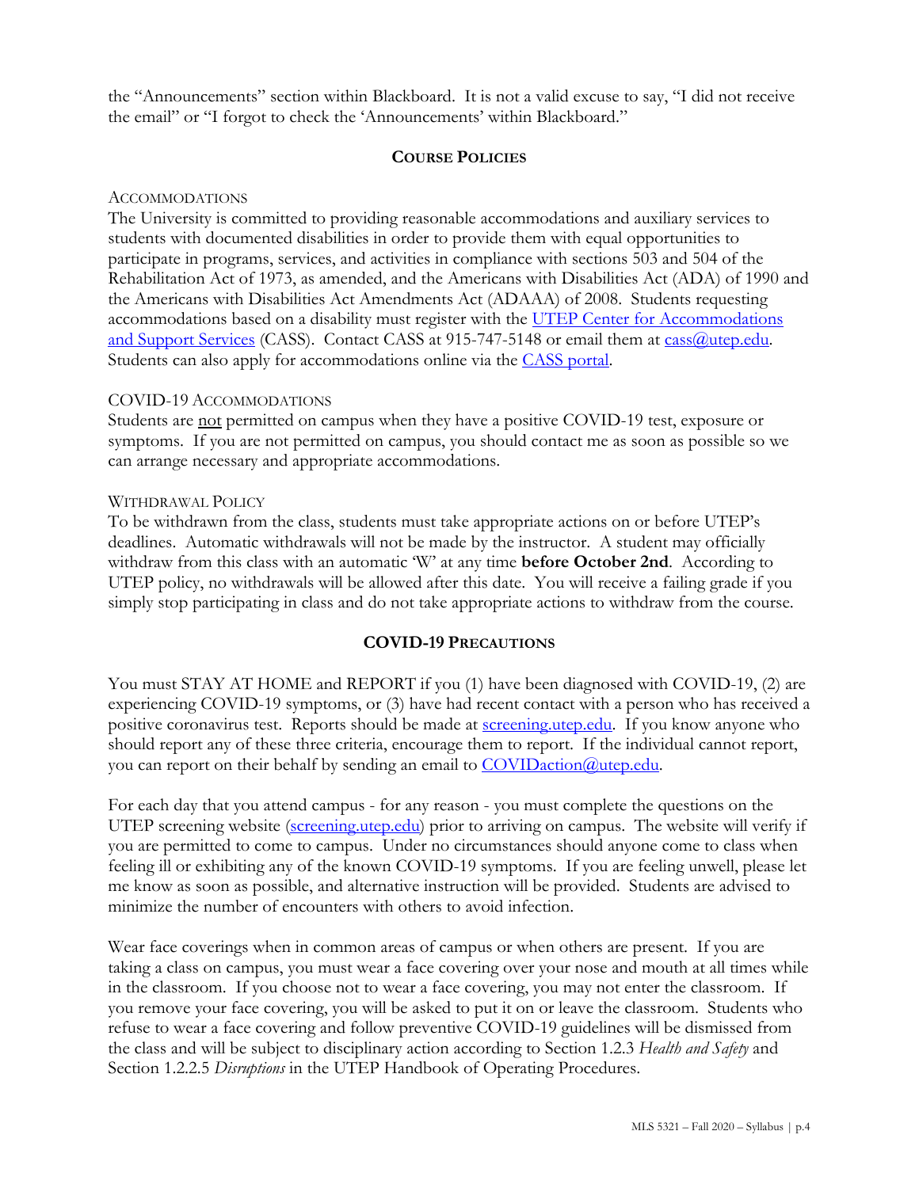the "Announcements" section within Blackboard. It is not a valid excuse to say, "I did not receive the email" or "I forgot to check the 'Announcements' within Blackboard."

## Course Policies

### Accommodations

The University is committed to providing reasonable accommodations and auxiliary services to students with documented disabilities in order to provide them with equal opportunities to participate in programs, services, and activities in compliance with sections 503 and 504 of the Rehabilitation Act of 1973, as amended, and the Americans with Disabilities Act (ADA) of 1990 and the Americans with Disabilities Act Amendments Act (ADAAA) of 2008. Students requesting accommodations based on a disability must register with the UTEP Center for Accommodations and Support Services (CASS). Contact CASS at 915-747-5148 or email them at cass@utep.edu. Students can also apply for accommodations online via the CASS portal.

### COVID-19 Accommodations

Students are not permitted on campus when they have a positive COVID-19 test, exposure or symptoms. If you are not permitted on campus, you should contact me as soon as possible so we can arrange necessary and appropriate accommodations.

### Withdrawal Policy

To be withdrawn from the class, students must take appropriate actions on or before UTEP's deadlines. Automatic withdrawals will not be made by the instructor. A student may officially withdraw from this class with an automatic 'W' at any time **before October 2nd**. According to UTEP policy, no withdrawals will be allowed after this date. You will receive a failing grade if you simply stop participating in class and do not take appropriate actions to withdraw from the course.

## COVID-19 Precautions

You must STAY AT HOME and REPORT if you (1) have been diagnosed with COVID-19, (2) are experiencing COVID-19 symptoms, or (3) have had recent contact with a person who has received a positive coronavirus test. Reports should be made at screening.utep.edu. If you know anyone who should report any of these three criteria, encourage them to report. If the individual cannot report, you can report on their behalf by sending an email to COVIDaction@utep.edu.

For each day that you attend campus - for any reason - you must complete the questions on the UTEP screening website (screening.utep.edu) prior to arriving on campus. The website will verify if you are permitted to come to campus. Under no circumstances should anyone come to class when feeling ill or exhibiting any of the known COVID-19 symptoms. If you are feeling unwell, please let me know as soon as possible, and alternative instruction will be provided. Students are advised to minimize the number of encounters with others to avoid infection.

Wear face coverings when in common areas of campus or when others are present. If you are taking a class on campus, you must wear a face covering over your nose and mouth at all times while in the classroom. If you choose not to wear a face covering, you may not enter the classroom. If you remove your face covering, you will be asked to put it on or leave the classroom. Students who refuse to wear a face covering and follow preventive COVID-19 guidelines will be dismissed from the class and will be subject to disciplinary action according to Section 1.2.3 *Health and Safety* and Section 1.2.2.5 *Disruptions* in the UTEP Handbook of Operating Procedures.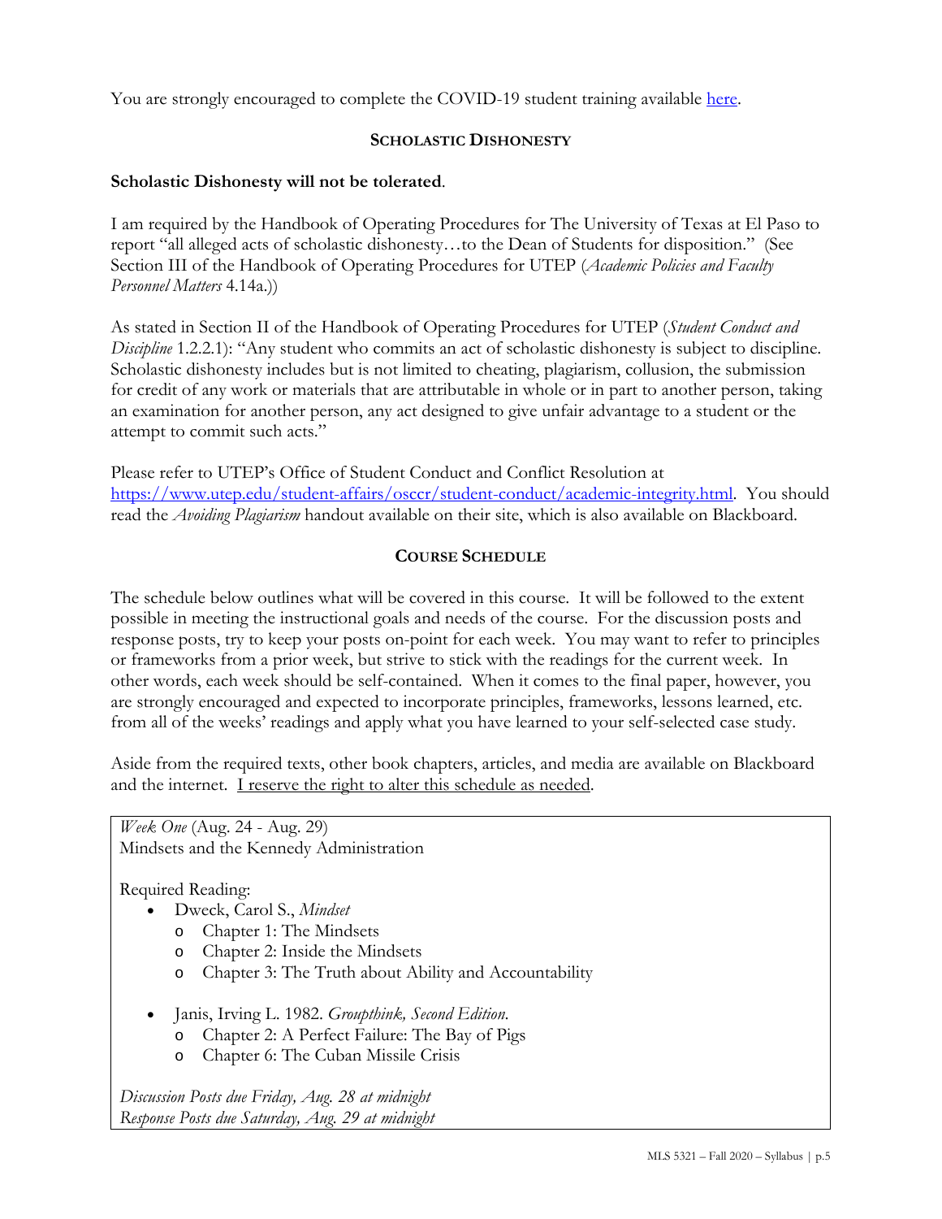You are strongly encouraged to complete the COVID-19 student training available [here](here).

## Scholastic Dishonesty

**Scholastic Dishonesty will not be tolerated**.

I am required by the Handbook of Operating Procedures for The University of Texas at El Paso to report "all alleged acts of scholastic dishonesty…to the Dean of Students for disposition." (See Section III of the Handbook of Operating Procedures for UTEP (*Academic Policies and Faculty Personnel Matters* 4.14a.))

As stated in Section II of the Handbook of Operating Procedures for UTEP (*Student Conduct and Discipline* 1.2.2.1): "Any student who commits an act of scholastic dishonesty is subject to discipline. Scholastic dishonesty includes but is not limited to cheating, plagiarism, collusion, the submission for credit of any work or materials that are attributable in whole or in part to another person, taking an examination for another person, any act designed to give unfair advantage to a student or the attempt to commit such acts."

Please refer to UTEP's Office of Student Conduct and Conflict Resolution at https://www.utep.edu/student-affairs/osccr/student-conduct/academic-integrity.html. You should read the *Avoiding Plagiarism* handout available on their site, which is also available on Blackboard.

## Course Schedule

The schedule below outlines what will be covered in this course. It will be followed to the extent possible in meeting the instructional goals and needs of the course. For the discussion posts and response posts, try to keep your posts on-point for each week. You may want to refer to principles or frameworks from a prior week, but strive to stick with the readings for the current week. In other words, each week should be self-contained. When it comes to the final paper, however, you are strongly encouraged and expected to incorporate principles, frameworks, lessons learned, etc. from all of the weeks' readings and apply what you have learned to your self-selected case study.

Aside from the required texts, other book chapters, articles, and media are available on Blackboard and the internet. <u>I reserve the right to alter this schedule as needed</u>.

*Week One* (Aug. 24 - Aug. 29)
Mindsets and the Kennedy Administration

Required Reading:

- Dweck, Carol S., *Mindset*
  - Chapter 1: The Mindsets
  - Chapter 2: Inside the Mindsets
  - Chapter 3: The Truth about Ability and Accountability
- Janis, Irving L. 1982. *Groupthink, Second Edition.*
  - Chapter 2: A Perfect Failure: The Bay of Pigs
  - Chapter 6: The Cuban Missile Crisis

*Discussion Posts due Friday, Aug. 28 at midnight*
*Response Posts due Saturday, Aug. 29 at midnight*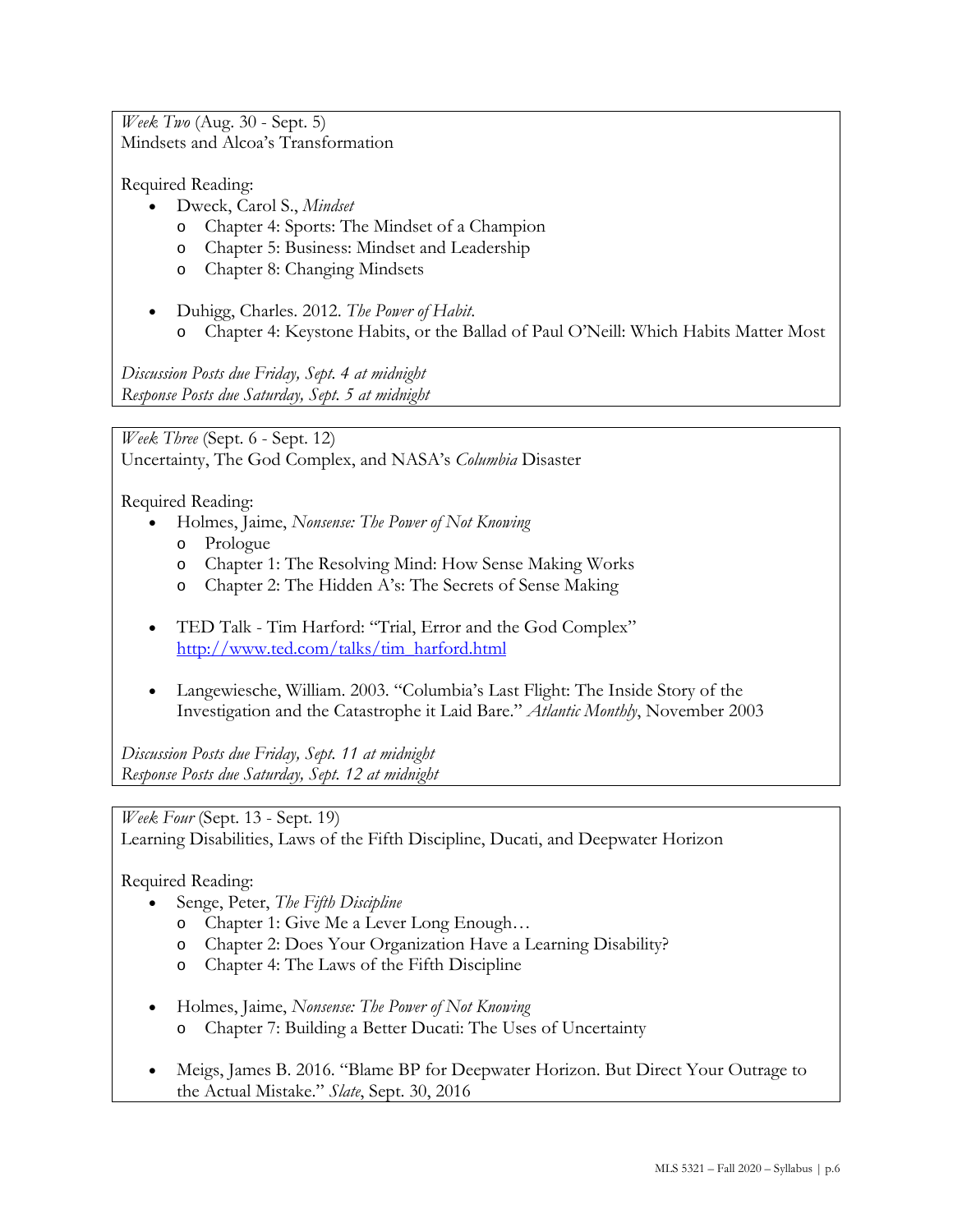*Week Two* (Aug. 30 - Sept. 5)
Mindsets and Alcoa's Transformation

Required Reading:

- Dweck, Carol S., *Mindset*
  - Chapter 4: Sports: The Mindset of a Champion
  - Chapter 5: Business: Mindset and Leadership
  - Chapter 8: Changing Mindsets

- Duhigg, Charles. 2012. *The Power of Habit.*
  - Chapter 4: Keystone Habits, or the Ballad of Paul O'Neill: Which Habits Matter Most

*Discussion Posts due Friday, Sept. 4 at midnight*
*Response Posts due Saturday, Sept. 5 at midnight*

*Week Three* (Sept. 6 - Sept. 12)
Uncertainty, The God Complex, and NASA's *Columbia* Disaster

Required Reading:

- Holmes, Jaime, *Nonsense: The Power of Not Knowing*
  - Prologue
  - Chapter 1: The Resolving Mind: How Sense Making Works
  - Chapter 2: The Hidden A's: The Secrets of Sense Making

- TED Talk - Tim Harford: "Trial, Error and the God Complex"
  http://www.ted.com/talks/tim_harford.html

- Langewiesche, William. 2003. "Columbia's Last Flight: The Inside Story of the Investigation and the Catastrophe it Laid Bare." *Atlantic Monthly*, November 2003

*Discussion Posts due Friday, Sept. 11 at midnight*
*Response Posts due Saturday, Sept. 12 at midnight*

*Week Four* (Sept. 13 - Sept. 19)
Learning Disabilities, Laws of the Fifth Discipline, Ducati, and Deepwater Horizon

Required Reading:

- Senge, Peter, *The Fifth Discipline*
  - Chapter 1: Give Me a Lever Long Enough…
  - Chapter 2: Does Your Organization Have a Learning Disability?
  - Chapter 4: The Laws of the Fifth Discipline

- Holmes, Jaime, *Nonsense: The Power of Not Knowing*
  - Chapter 7: Building a Better Ducati: The Uses of Uncertainty

- Meigs, James B. 2016. "Blame BP for Deepwater Horizon. But Direct Your Outrage to the Actual Mistake." *Slate*, Sept. 30, 2016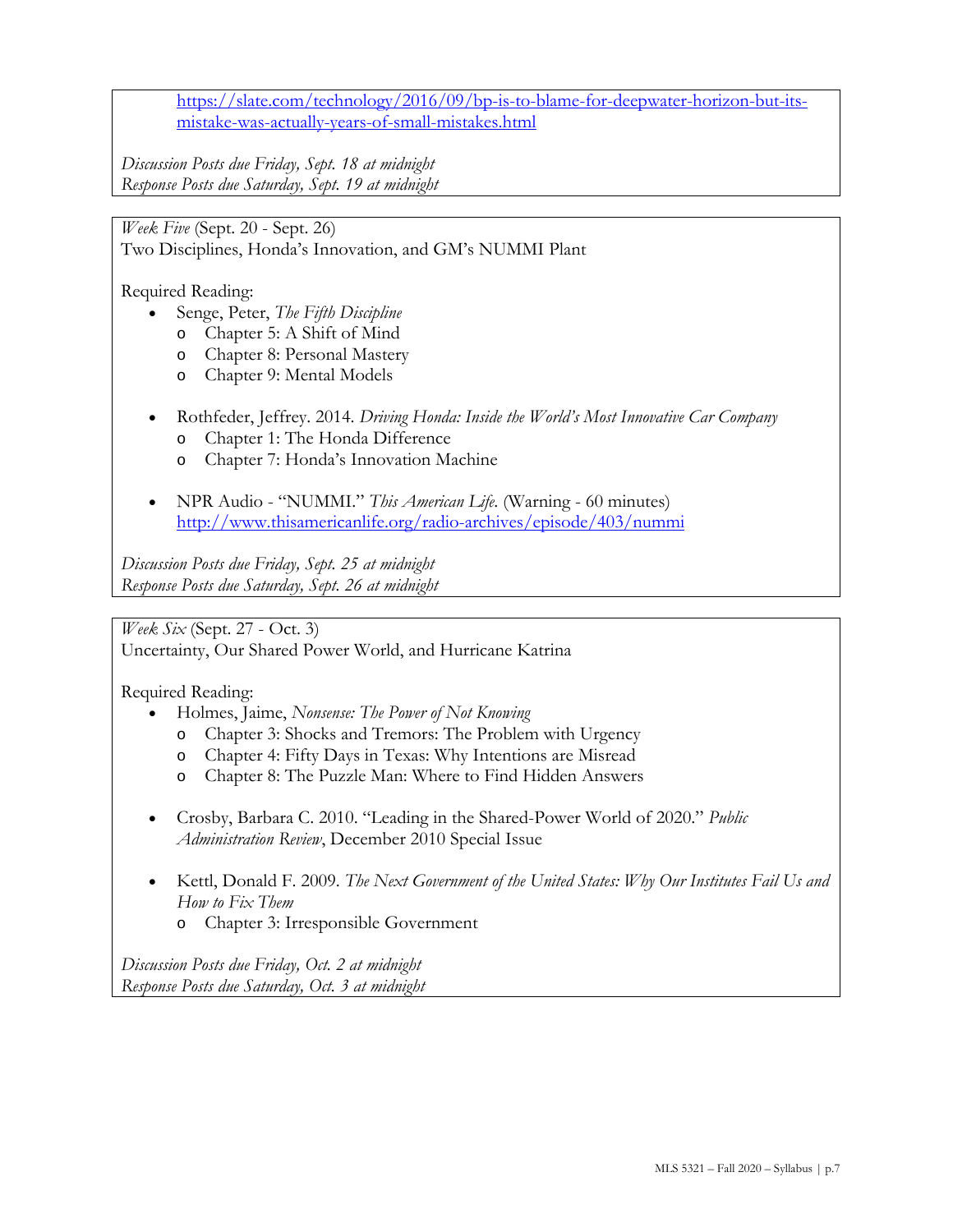https://slate.com/technology/2016/09/bp-is-to-blame-for-deepwater-horizon-but-its-mistake-was-actually-years-of-small-mistakes.html

*Discussion Posts due Friday, Sept. 18 at midnight*
*Response Posts due Saturday, Sept. 19 at midnight*

*Week Five* (Sept. 20 - Sept. 26)
Two Disciplines, Honda's Innovation, and GM's NUMMI Plant

Required Reading:

- Senge, Peter, *The Fifth Discipline*
  - Chapter 5: A Shift of Mind
  - Chapter 8: Personal Mastery
  - Chapter 9: Mental Models

- Rothfeder, Jeffrey. 2014. *Driving Honda: Inside the World's Most Innovative Car Company*
  - Chapter 1: The Honda Difference
  - Chapter 7: Honda's Innovation Machine

- NPR Audio - "NUMMI." *This American Life.* (Warning - 60 minutes) http://www.thisamericanlife.org/radio-archives/episode/403/nummi

*Discussion Posts due Friday, Sept. 25 at midnight*
*Response Posts due Saturday, Sept. 26 at midnight*

*Week Six* (Sept. 27 - Oct. 3)
Uncertainty, Our Shared Power World, and Hurricane Katrina

Required Reading:

- Holmes, Jaime, *Nonsense: The Power of Not Knowing*
  - Chapter 3: Shocks and Tremors: The Problem with Urgency
  - Chapter 4: Fifty Days in Texas: Why Intentions are Misread
  - Chapter 8: The Puzzle Man: Where to Find Hidden Answers

- Crosby, Barbara C. 2010. "Leading in the Shared-Power World of 2020." *Public Administration Review*, December 2010 Special Issue

- Kettl, Donald F. 2009. *The Next Government of the United States: Why Our Institutes Fail Us and How to Fix Them*
  - Chapter 3: Irresponsible Government

*Discussion Posts due Friday, Oct. 2 at midnight*
*Response Posts due Saturday, Oct. 3 at midnight*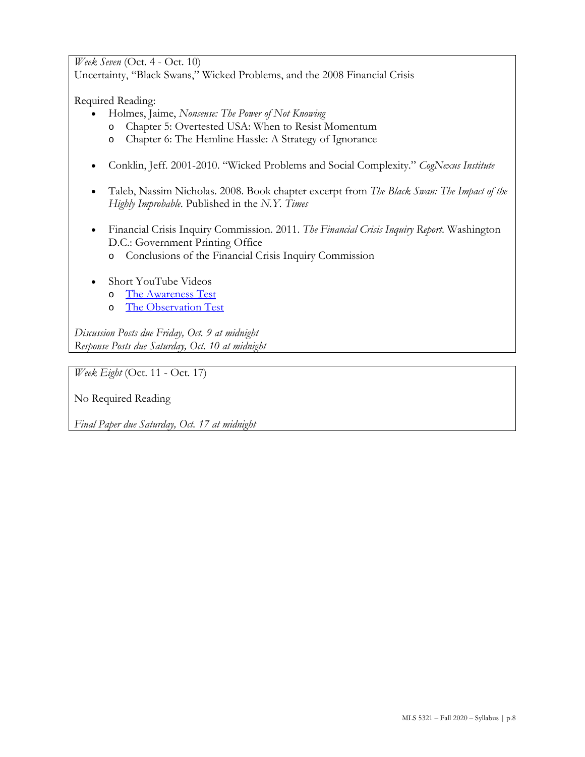*Week Seven* (Oct. 4 - Oct. 10)
Uncertainty, "Black Swans," Wicked Problems, and the 2008 Financial Crisis

Required Reading:

- Holmes, Jaime, *Nonsense: The Power of Not Knowing*
  - Chapter 5: Overtested USA: When to Resist Momentum
  - Chapter 6: The Hemline Hassle: A Strategy of Ignorance
- Conklin, Jeff. 2001-2010. "Wicked Problems and Social Complexity." *CogNexus Institute*
- Taleb, Nassim Nicholas. 2008. Book chapter excerpt from *The Black Swan: The Impact of the Highly Improbable*. Published in the *N.Y. Times*
- Financial Crisis Inquiry Commission. 2011. *The Financial Crisis Inquiry Report*. Washington D.C.: Government Printing Office
  - Conclusions of the Financial Crisis Inquiry Commission
- Short YouTube Videos
  - The Awareness Test
  - The Observation Test

*Discussion Posts due Friday, Oct. 9 at midnight*
*Response Posts due Saturday, Oct. 10 at midnight*

*Week Eight* (Oct. 11 - Oct. 17)

No Required Reading

*Final Paper due Saturday, Oct. 17 at midnight*